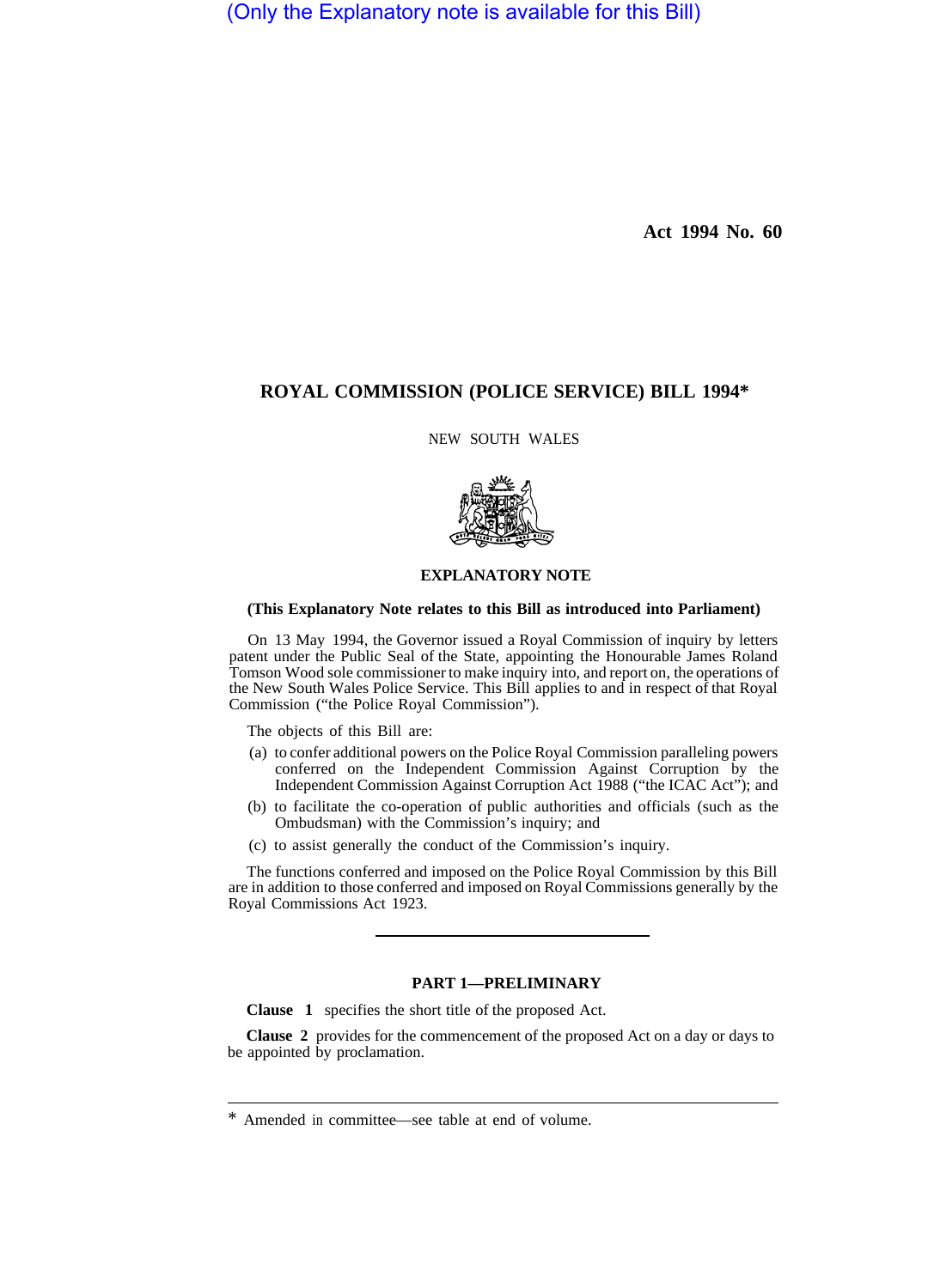(Only the Explanatory note is available for this Bill)

**Act 1994 No. 60**

# ROYAL COMMISSION (POLICE SERVICE) BILL 1994*

NEW SOUTH WALES

## EXPLANATORY NOTE

**(This Explanatory Note relates to this Bill as introduced into Parliament)**

On 13 May 1994, the Governor issued a Royal Commission of inquiry by letters patent under the Public Seal of the State, appointing the Honourable James Roland Tomson Wood sole commissioner to make inquiry into, and report on, the operations of the New South Wales Police Service. This Bill applies to and in respect of that Royal Commission ("the Police Royal Commission").

The objects of this Bill are:

(a) to confer additional powers on the Police Royal Commission paralleling powers conferred on the Independent Commission Against Corruption by the Independent Commission Against Corruption Act 1988 ("the ICAC Act"); and

(b) to facilitate the co-operation of public authorities and officials (such as the Ombudsman) with the Commission's inquiry; and

(c) to assist generally the conduct of the Commission's inquiry.

The functions conferred and imposed on the Police Royal Commission by this Bill are in addition to those conferred and imposed on Royal Commissions generally by the Royal Commissions Act 1923.

---

### PART 1—PRELIMINARY

**Clause 1** specifies the short title of the proposed Act.

**Clause 2** provides for the commencement of the proposed Act on a day or days to be appointed by proclamation.

---

* Amended in committee—see table at end of volume.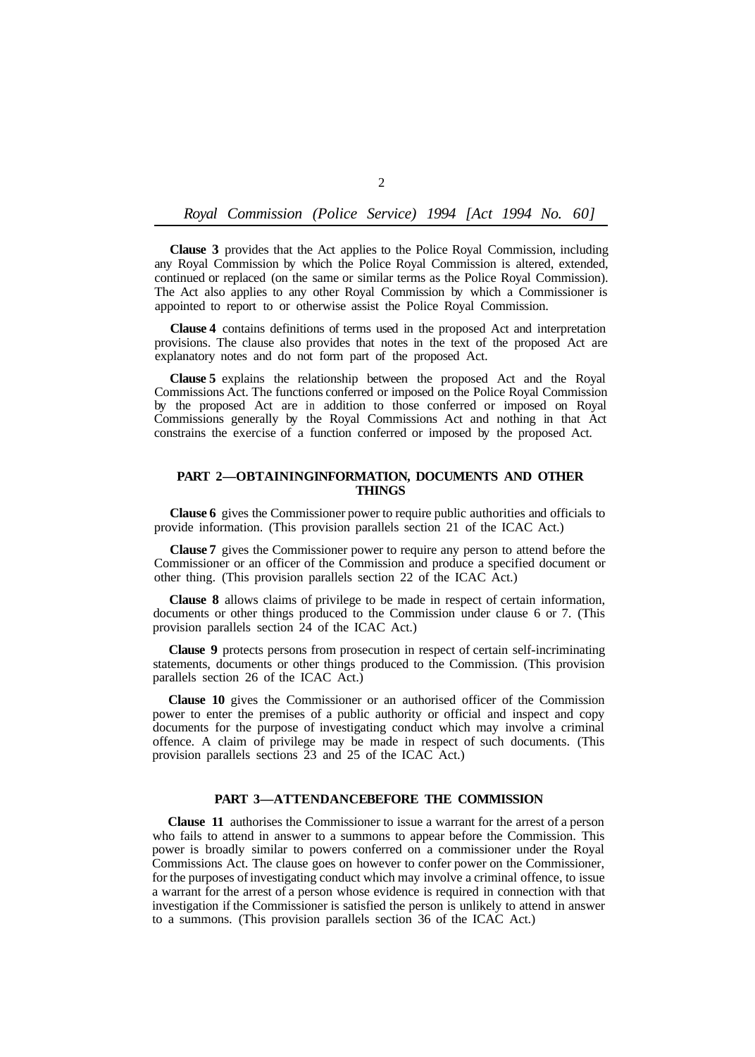**Clause 3** provides that the Act applies to the Police Royal Commission, including any Royal Commission by which the Police Royal Commission is altered, extended, continued or replaced (on the same or similar terms as the Police Royal Commission). The Act also applies to any other Royal Commission by which a Commissioner is appointed to report to or otherwise assist the Police Royal Commission.

**Clause 4** contains definitions of terms used in the proposed Act and interpretation provisions. The clause also provides that notes in the text of the proposed Act are explanatory notes and do not form part of the proposed Act.

**Clause 5** explains the relationship between the proposed Act and the Royal Commissions Act. The functions conferred or imposed on the Police Royal Commission by the proposed Act are in addition to those conferred or imposed on Royal Commissions generally by the Royal Commissions Act and nothing in that Act constrains the exercise of a function conferred or imposed by the proposed Act.

## PART 2—OBTAININGINFORMATION, DOCUMENTS AND OTHER THINGS

**Clause 6** gives the Commissioner power to require public authorities and officials to provide information. (This provision parallels section 21 of the ICAC Act.)

**Clause 7** gives the Commissioner power to require any person to attend before the Commissioner or an officer of the Commission and produce a specified document or other thing. (This provision parallels section 22 of the ICAC Act.)

**Clause 8** allows claims of privilege to be made in respect of certain information, documents or other things produced to the Commission under clause 6 or 7. (This provision parallels section 24 of the ICAC Act.)

**Clause 9** protects persons from prosecution in respect of certain self-incriminating statements, documents or other things produced to the Commission. (This provision parallels section 26 of the ICAC Act.)

**Clause 10** gives the Commissioner or an authorised officer of the Commission power to enter the premises of a public authority or official and inspect and copy documents for the purpose of investigating conduct which may involve a criminal offence. A claim of privilege may be made in respect of such documents. (This provision parallels sections 23 and 25 of the ICAC Act.)

## PART 3—ATTENDANCEBEFORE THE COMMISSION

**Clause 11** authorises the Commissioner to issue a warrant for the arrest of a person who fails to attend in answer to a summons to appear before the Commission. This power is broadly similar to powers conferred on a commissioner under the Royal Commissions Act. The clause goes on however to confer power on the Commissioner, for the purposes of investigating conduct which may involve a criminal offence, to issue a warrant for the arrest of a person whose evidence is required in connection with that investigation if the Commissioner is satisfied the person is unlikely to attend in answer to a summons. (This provision parallels section 36 of the ICAC Act.)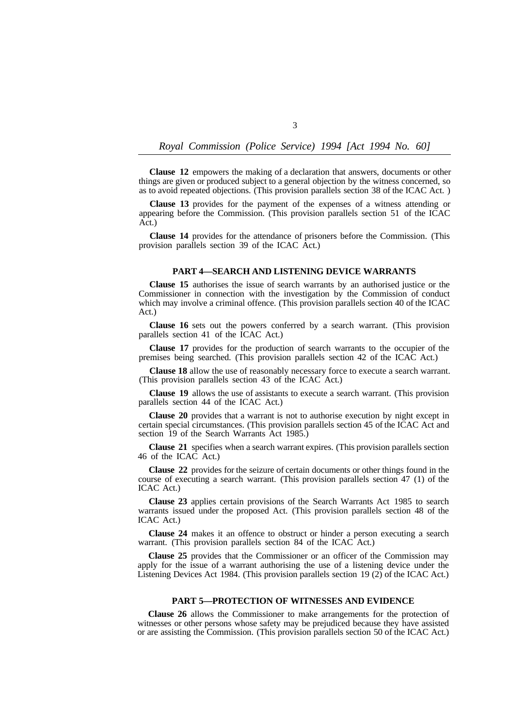**Clause 12** empowers the making of a declaration that answers, documents or other things are given or produced subject to a general objection by the witness concerned, so as to avoid repeated objections. (This provision parallels section 38 of the ICAC Act. )

**Clause 13** provides for the payment of the expenses of a witness attending or appearing before the Commission. (This provision parallels section 51 of the ICAC Act.)

**Clause 14** provides for the attendance of prisoners before the Commission. (This provision parallels section 39 of the ICAC Act.)

## PART 4—SEARCH AND LISTENING DEVICE WARRANTS

**Clause 15** authorises the issue of search warrants by an authorised justice or the Commissioner in connection with the investigation by the Commission of conduct which may involve a criminal offence. (This provision parallels section 40 of the ICAC Act.)

**Clause 16** sets out the powers conferred by a search warrant. (This provision parallels section 41 of the ICAC Act.)

**Clause 17** provides for the production of search warrants to the occupier of the premises being searched. (This provision parallels section 42 of the ICAC Act.)

**Clause 18** allow the use of reasonably necessary force to execute a search warrant. (This provision parallels section 43 of the ICAC Act.)

**Clause 19** allows the use of assistants to execute a search warrant. (This provision parallels section 44 of the ICAC Act.)

**Clause 20** provides that a warrant is not to authorise execution by night except in certain special circumstances. (This provision parallels section 45 of the ICAC Act and section 19 of the Search Warrants Act 1985.)

**Clause 21** specifies when a search warrant expires. (This provision parallels section 46 of the ICAC Act.)

**Clause 22** provides for the seizure of certain documents or other things found in the course of executing a search warrant. (This provision parallels section 47 (1) of the ICAC Act.)

**Clause 23** applies certain provisions of the Search Warrants Act 1985 to search warrants issued under the proposed Act. (This provision parallels section 48 of the ICAC Act.)

**Clause 24** makes it an offence to obstruct or hinder a person executing a search warrant. (This provision parallels section 84 of the ICAC Act.)

**Clause 25** provides that the Commissioner or an officer of the Commission may apply for the issue of a warrant authorising the use of a listening device under the Listening Devices Act 1984. (This provision parallels section 19 (2) of the ICAC Act.)

## PART 5—PROTECTION OF WITNESSES AND EVIDENCE

**Clause 26** allows the Commissioner to make arrangements for the protection of witnesses or other persons whose safety may be prejudiced because they have assisted or are assisting the Commission. (This provision parallels section 50 of the ICAC Act.)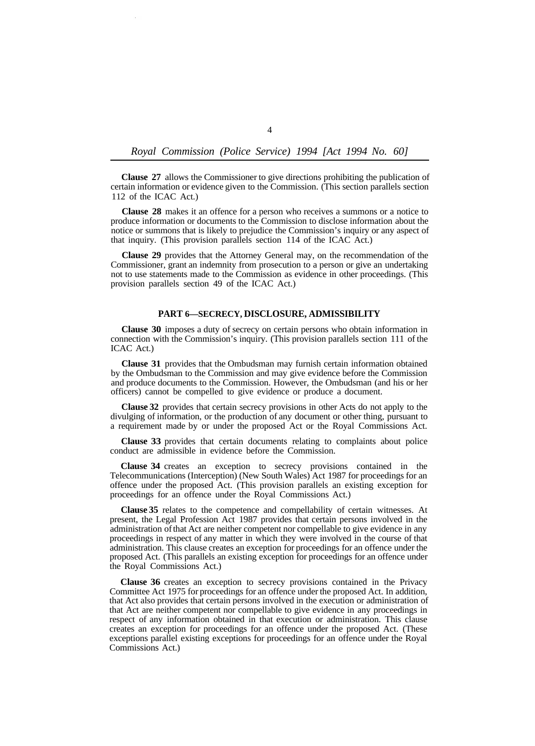**Clause 27** allows the Commissioner to give directions prohibiting the publication of certain information or evidence given to the Commission. (This section parallels section 112 of the ICAC Act.)

**Clause 28** makes it an offence for a person who receives a summons or a notice to produce information or documents to the Commission to disclose information about the notice or summons that is likely to prejudice the Commission's inquiry or any aspect of that inquiry. (This provision parallels section 114 of the ICAC Act.)

**Clause 29** provides that the Attorney General may, on the recommendation of the Commissioner, grant an indemnity from prosecution to a person or give an undertaking not to use statements made to the Commission as evidence in other proceedings. (This provision parallels section 49 of the ICAC Act.)

## PART 6—SECRECY, DISCLOSURE, ADMISSIBILITY

**Clause 30** imposes a duty of secrecy on certain persons who obtain information in connection with the Commission's inquiry. (This provision parallels section 111 of the ICAC Act.)

**Clause 31** provides that the Ombudsman may furnish certain information obtained by the Ombudsman to the Commission and may give evidence before the Commission and produce documents to the Commission. However, the Ombudsman (and his or her officers) cannot be compelled to give evidence or produce a document.

**Clause 32** provides that certain secrecy provisions in other Acts do not apply to the divulging of information, or the production of any document or other thing, pursuant to a requirement made by or under the proposed Act or the Royal Commissions Act.

**Clause 33** provides that certain documents relating to complaints about police conduct are admissible in evidence before the Commission.

**Clause 34** creates an exception to secrecy provisions contained in the Telecommunications (Interception) (New South Wales) Act 1987 for proceedings for an offence under the proposed Act. (This provision parallels an existing exception for proceedings for an offence under the Royal Commissions Act.)

**Clause 35** relates to the competence and compellability of certain witnesses. At present, the Legal Profession Act 1987 provides that certain persons involved in the administration of that Act are neither competent nor compellable to give evidence in any proceedings in respect of any matter in which they were involved in the course of that administration. This clause creates an exception for proceedings for an offence under the proposed Act. (This parallels an existing exception for proceedings for an offence under the Royal Commissions Act.)

**Clause 36** creates an exception to secrecy provisions contained in the Privacy Committee Act 1975 for proceedings for an offence under the proposed Act. In addition, that Act also provides that certain persons involved in the execution or administration of that Act are neither competent nor compellable to give evidence in any proceedings in respect of any information obtained in that execution or administration. This clause creates an exception for proceedings for an offence under the proposed Act. (These exceptions parallel existing exceptions for proceedings for an offence under the Royal Commissions Act.)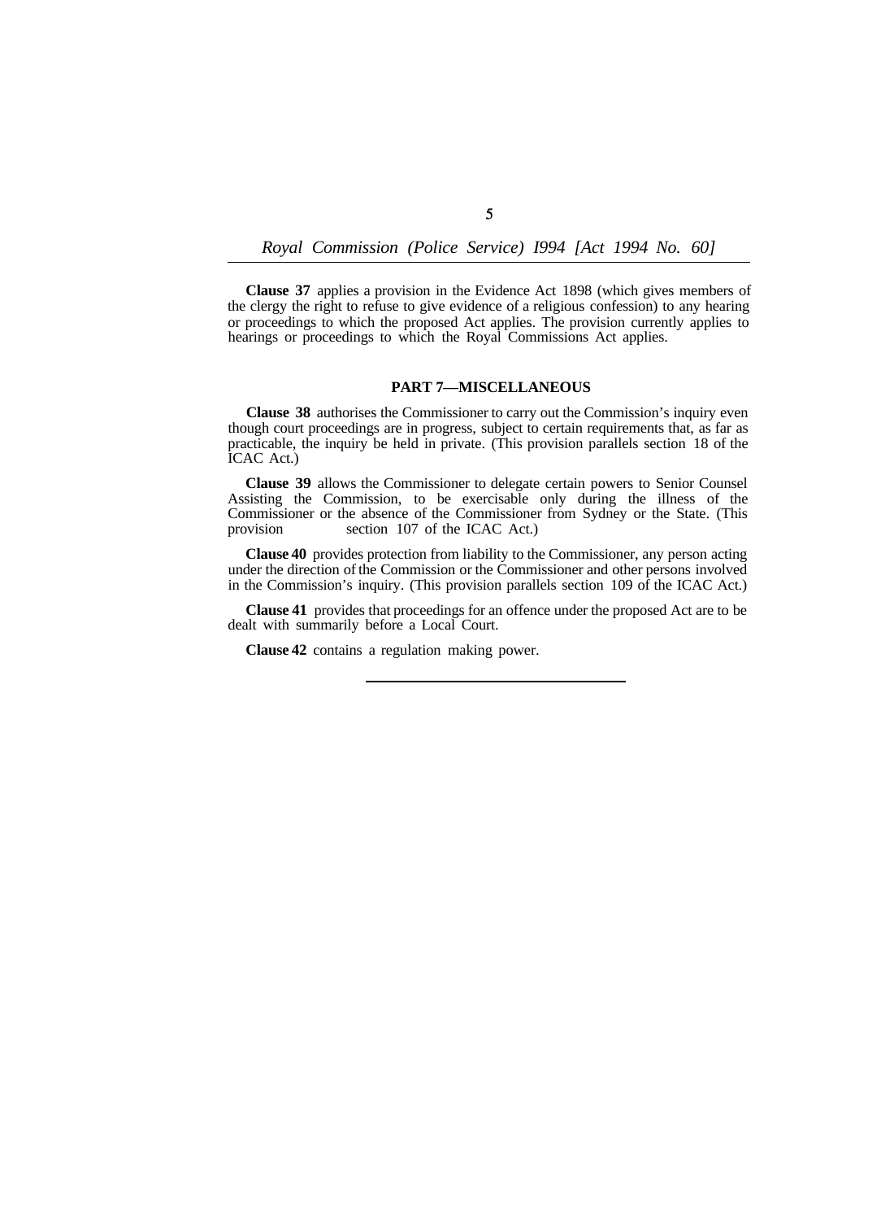**Clause 37** applies a provision in the Evidence Act 1898 (which gives members of the clergy the right to refuse to give evidence of a religious confession) to any hearing or proceedings to which the proposed Act applies. The provision currently applies to hearings or proceedings to which the Royal Commissions Act applies.

## PART 7—MISCELLANEOUS

**Clause 38** authorises the Commissioner to carry out the Commission's inquiry even though court proceedings are in progress, subject to certain requirements that, as far as practicable, the inquiry be held in private. (This provision parallels section 18 of the ICAC Act.)

**Clause 39** allows the Commissioner to delegate certain powers to Senior Counsel Assisting the Commission, to be exercisable only during the illness of the Commissioner or the absence of the Commissioner from Sydney or the State. (This provision section 107 of the ICAC Act.)

**Clause 40** provides protection from liability to the Commissioner, any person acting under the direction of the Commission or the Commissioner and other persons involved in the Commission's inquiry. (This provision parallels section 109 of the ICAC Act.)

**Clause 41** provides that proceedings for an offence under the proposed Act are to be dealt with summarily before a Local Court.

**Clause 42** contains a regulation making power.